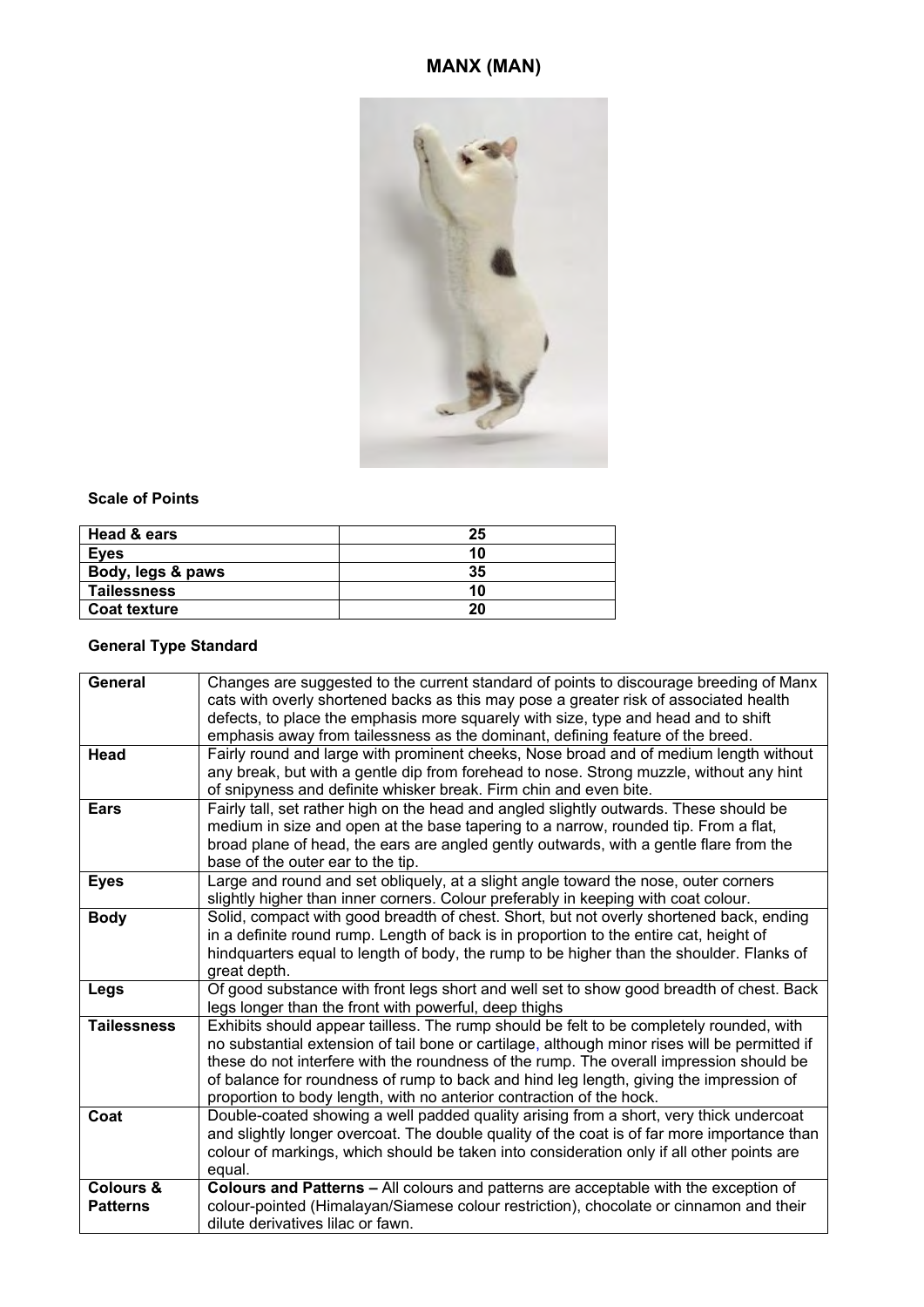# MANX (MAN)

### Scale of Points

| Head & ears | 25 |
|---|---|
| Eyes | 10 |
| Body, legs & paws | 35 |
| Tailessness | 10 |
| Coat texture | 20 |

### General Type Standard

| General | Changes are suggested to the current standard of points to discourage breeding of Manx cats with overly shortened backs as this may pose a greater risk of associated health defects, to place the emphasis more squarely with size, type and head and to shift emphasis away from tailessness as the dominant, defining feature of the breed. |
|---|---|
| Head | Fairly round and large with prominent cheeks, Nose broad and of medium length without any break, but with a gentle dip from forehead to nose. Strong muzzle, without any hint of snipyness and definite whisker break. Firm chin and even bite. |
| Ears | Fairly tall, set rather high on the head and angled slightly outwards. These should be medium in size and open at the base tapering to a narrow, rounded tip. From a flat, broad plane of head, the ears are angled gently outwards, with a gentle flare from the base of the outer ear to the tip. |
| Eyes | Large and round and set obliquely, at a slight angle toward the nose, outer corners slightly higher than inner corners. Colour preferably in keeping with coat colour. |
| Body | Solid, compact with good breadth of chest. Short, but not overly shortened back, ending in a definite round rump. Length of back is in proportion to the entire cat, height of hindquarters equal to length of body, the rump to be higher than the shoulder. Flanks of great depth. |
| Legs | Of good substance with front legs short and well set to show good breadth of chest. Back legs longer than the front with powerful, deep thighs |
| Tailessness | Exhibits should appear tailless. The rump should be felt to be completely rounded, with no substantial extension of tail bone or cartilage, although minor rises will be permitted if these do not interfere with the roundness of the rump. The overall impression should be of balance for roundness of rump to back and hind leg length, giving the impression of proportion to body length, with no anterior contraction of the hock. |
| Coat | Double-coated showing a well padded quality arising from a short, very thick undercoat and slightly longer overcoat. The double quality of the coat is of far more importance than colour of markings, which should be taken into consideration only if all other points are equal. |
| Colours & Patterns | **Colours and Patterns –** All colours and patterns are acceptable with the exception of colour-pointed (Himalayan/Siamese colour restriction), chocolate or cinnamon and their dilute derivatives lilac or fawn. |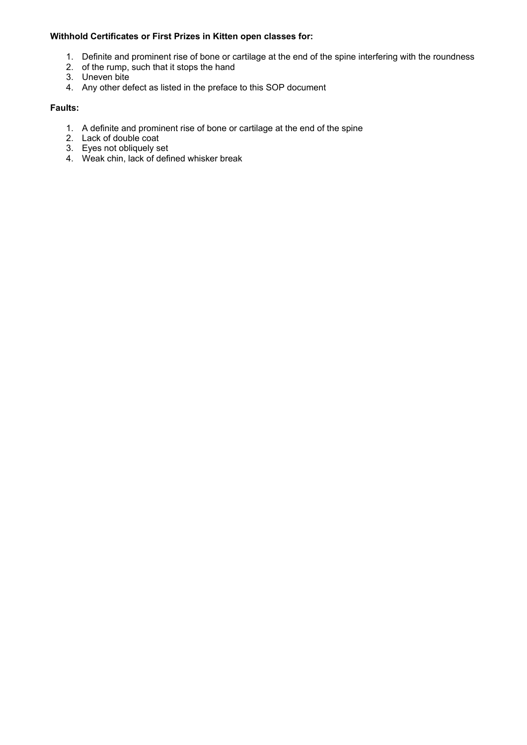**Withhold Certificates or First Prizes in Kitten open classes for:**

1. Definite and prominent rise of bone or cartilage at the end of the spine interfering with the roundness
2. of the rump, such that it stops the hand
3. Uneven bite
4. Any other defect as listed in the preface to this SOP document

**Faults:**

1. A definite and prominent rise of bone or cartilage at the end of the spine
2. Lack of double coat
3. Eyes not obliquely set
4. Weak chin, lack of defined whisker break